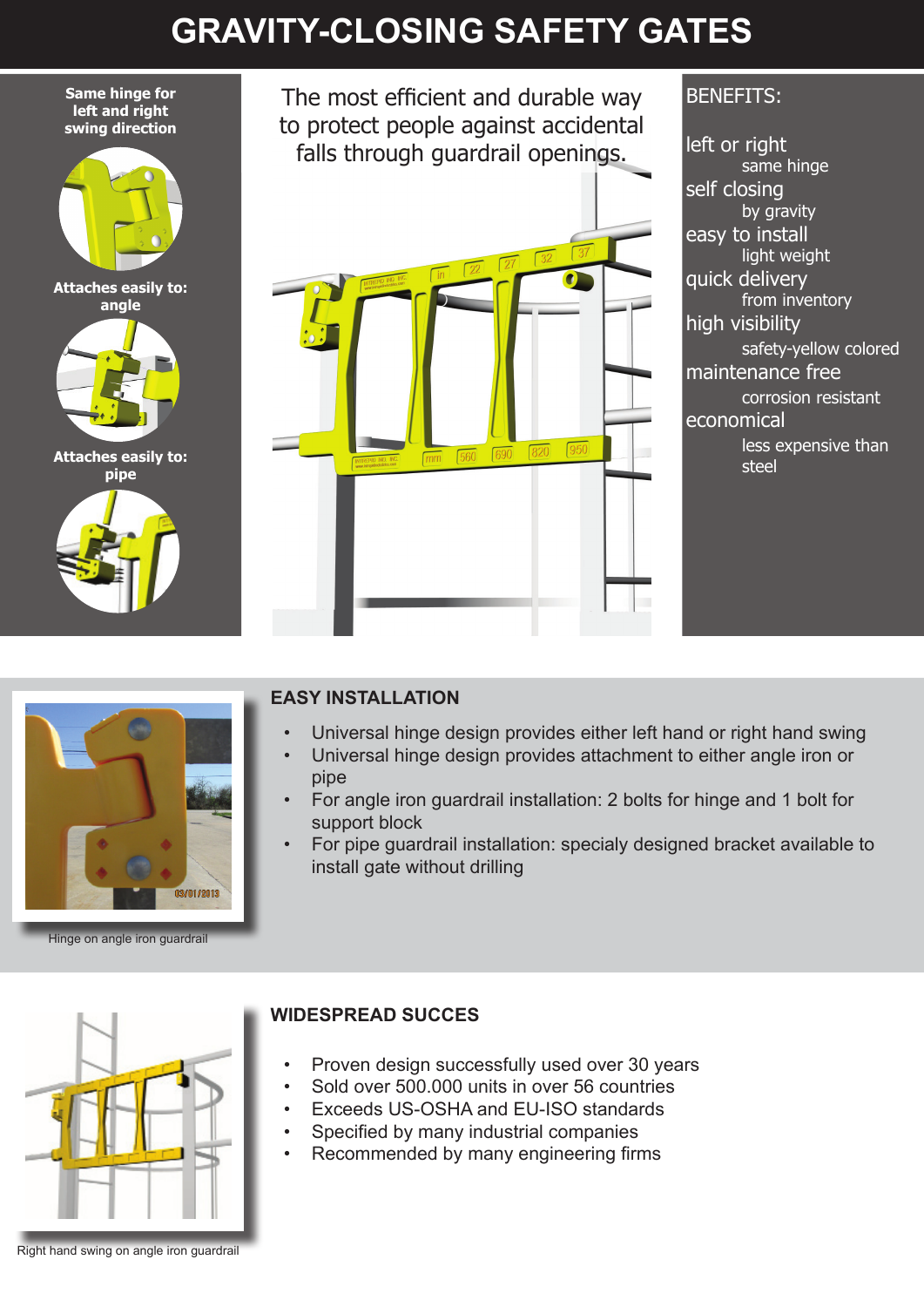# GRAVITY-CLOSING SAFETY GATES

**Same hinge for left and right swing direction**

**Attaches easily to: angle**

**Attaches easily to: pipe**

The most efficient and durable way to protect people against accidental falls through guardrail openings.

BENEFITS:

left or right
same hinge

self closing
by gravity

easy to install
light weight

quick delivery
from inventory

high visibility
safety-yellow colored

maintenance free
corrosion resistant

economical
less expensive than steel

Hinge on angle iron guardrail

## EASY INSTALLATION

- Universal hinge design provides either left hand or right hand swing
- Universal hinge design provides attachment to either angle iron or pipe
- For angle iron guardrail installation: 2 bolts for hinge and 1 bolt for support block
- For pipe guardrail installation: specialy designed bracket available to install gate without drilling

Right hand swing on angle iron guardrail

## WIDESPREAD SUCCES

- Proven design successfully used over 30 years
- Sold over 500.000 units in over 56 countries
- Exceeds US-OSHA and EU-ISO standards
- Specified by many industrial companies
- Recommended by many engineering firms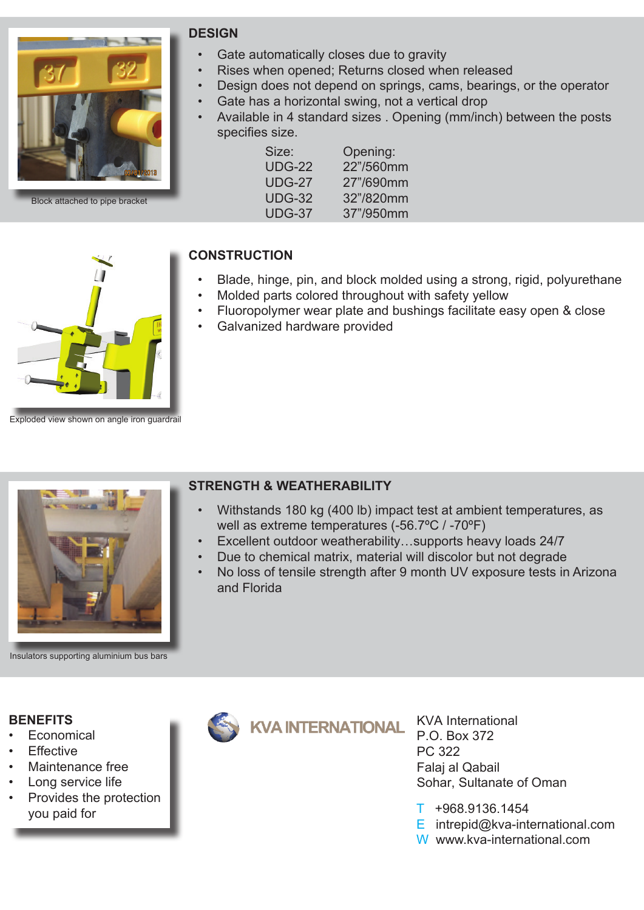Block attached to pipe bracket

## DESIGN

- Gate automatically closes due to gravity
- Rises when opened; Returns closed when released
- Design does not depend on springs, cams, bearings, or the operator
- Gate has a horizontal swing, not a vertical drop
- Available in 4 standard sizes . Opening (mm/inch) between the posts specifies size.

| Size: | Opening: |
|---|---|
| UDG-22 | 22"/560mm |
| UDG-27 | 27"/690mm |
| UDG-32 | 32"/820mm |
| UDG-37 | 37"/950mm |

Exploded view shown on angle iron guardrail

## CONSTRUCTION

- Blade, hinge, pin, and block molded using a strong, rigid, polyurethane
- Molded parts colored throughout with safety yellow
- Fluoropolymer wear plate and bushings facilitate easy open & close
- Galvanized hardware provided

Insulators supporting aluminium bus bars

## STRENGTH & WEATHERABILITY

- Withstands 180 kg (400 lb) impact test at ambient temperatures, as well as extreme temperatures (-56.7ºC / -70ºF)
- Excellent outdoor weatherability…supports heavy loads 24/7
- Due to chemical matrix, material will discolor but not degrade
- No loss of tensile strength after 9 month UV exposure tests in Arizona and Florida

## BENEFITS

- Economical
- Effective
- Maintenance free
- Long service life
- Provides the protection you paid for

KVA INTERNATIONAL

KVA International
P.O. Box 372
PC 322
Falaj al Qabail
Sohar, Sultanate of Oman

T +968.9136.1454
E intrepid@kva-international.com
W www.kva-international.com